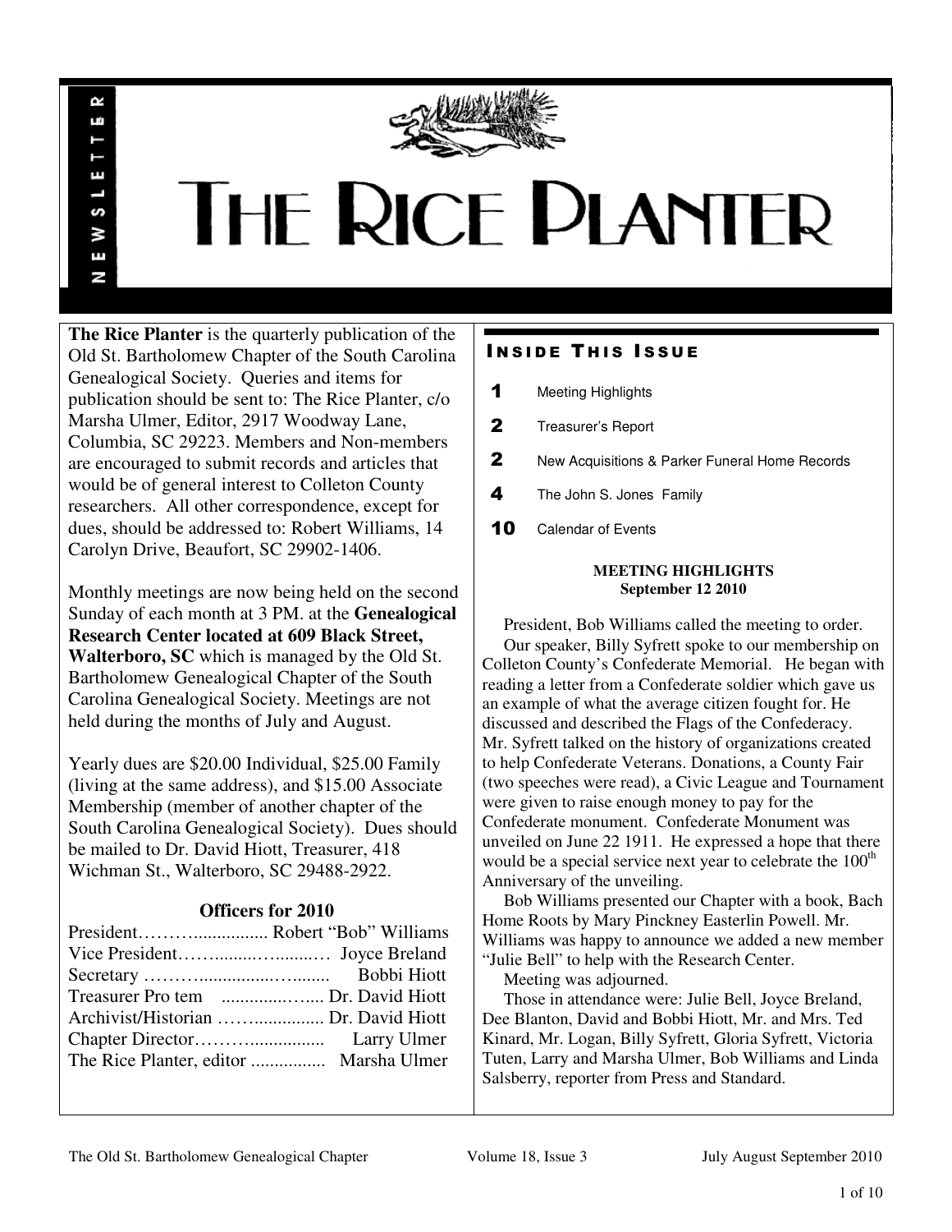# THE RICE PLANTER

NEWSLETTER

**The Rice Planter** is the quarterly publication of the Old St. Bartholomew Chapter of the South Carolina Genealogical Society. Queries and items for publication should be sent to: The Rice Planter, c/o Marsha Ulmer, Editor, 2917 Woodway Lane, Columbia, SC 29223. Members and Non-members are encouraged to submit records and articles that would be of general interest to Colleton County researchers. All other correspondence, except for dues, should be addressed to: Robert Williams, 14 Carolyn Drive, Beaufort, SC 29902-1406.

Monthly meetings are now being held on the second Sunday of each month at 3 PM. at the **Genealogical Research Center located at 609 Black Street, Walterboro, SC** which is managed by the Old St. Bartholomew Genealogical Chapter of the South Carolina Genealogical Society. Meetings are not held during the months of July and August.

Yearly dues are $20.00 Individual, $25.00 Family (living at the same address), and $15.00 Associate Membership (member of another chapter of the South Carolina Genealogical Society). Dues should be mailed to Dr. David Hiott, Treasurer, 418 Wichman St., Walterboro, SC 29488-2922.

### Officers for 2010

President……….............. Robert "Bob" Williams
Vice President…….......…........… Joyce Breland
Secretary ………..............…........ Bobbi Hiott
Treasurer Pro tem ..............….... Dr. David Hiott
Archivist/Historian …….............. Dr. David Hiott
Chapter Director………............... Larry Ulmer
The Rice Planter, editor ................ Marsha Ulmer

## Inside This Issue

| | |
|---|---|
| 1 | Meeting Highlights |
| 2 | Treasurer's Report |
| 2 | New Acquisitions & Parker Funeral Home Records |
| 4 | The John S. Jones Family |
| 10 | Calendar of Events |

### MEETING HIGHLIGHTS
**September 12 2010**

President, Bob Williams called the meeting to order.

Our speaker, Billy Syfrett spoke to our membership on Colleton County's Confederate Memorial. He began with reading a letter from a Confederate soldier which gave us an example of what the average citizen fought for. He discussed and described the Flags of the Confederacy. Mr. Syfrett talked on the history of organizations created to help Confederate Veterans. Donations, a County Fair (two speeches were read), a Civic League and Tournament were given to raise enough money to pay for the Confederate monument. Confederate Monument was unveiled on June 22 1911. He expressed a hope that there would be a special service next year to celebrate the 100th Anniversary of the unveiling.

Bob Williams presented our Chapter with a book, Bach Home Roots by Mary Pinckney Easterlin Powell. Mr. Williams was happy to announce we added a new member "Julie Bell" to help with the Research Center.

Meeting was adjourned.

Those in attendance were: Julie Bell, Joyce Breland, Dee Blanton, David and Bobbi Hiott, Mr. and Mrs. Ted Kinard, Mr. Logan, Billy Syfrett, Gloria Syfrett, Victoria Tuten, Larry and Marsha Ulmer, Bob Williams and Linda Salsberry, reporter from Press and Standard.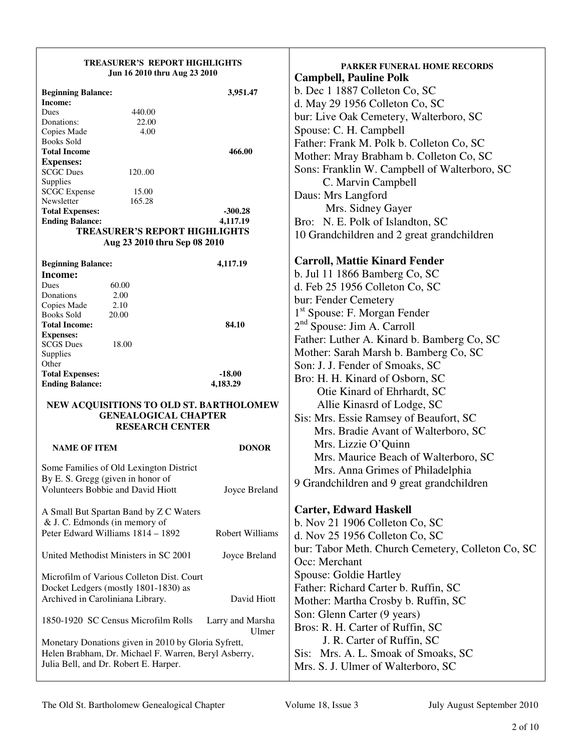### TREASURER'S REPORT HIGHLIGHTS
**Jun 16 2010 thru Aug 23 2010**

| | | |
|---|---|---|
| **Beginning Balance:** | | **3,951.47** |
| **Income:** | | |
| Dues | 440.00 | |
| Donations: | 22.00 | |
| Copies Made | 4.00 | |
| Books Sold | | |
| **Total Income** | | **466.00** |
| **Expenses:** | | |
| SCGC Dues | 120..00 | |
| Supplies | | |
| SCGC Expense | 15.00 | |
| Newsletter | 165.28 | |
| **Total Expenses:** | | **-300.28** |
| **Ending Balance:** | | **4,117.19** |

### TREASURER'S REPORT HIGHLIGHTS
**Aug 23 2010 thru Sep 08 2010**

| | | |
|---|---|---|
| **Beginning Balance:** | | **4,117.19** |
| **Income:** | | |
| Dues | 60.00 | |
| Donations | 2.00 | |
| Copies Made | 2.10 | |
| Books Sold | 20.00 | |
| **Total Income:** | | **84.10** |
| **Expenses:** | | |
| SCGS Dues | 18.00 | |
| Supplies | | |
| Other | | |
| **Total Expenses:** | | **-18.00** |
| **Ending Balance:** | | **4,183.29** |

### NEW ACQUISITIONS TO OLD ST. BARTHOLOMEW GENEALOGICAL CHAPTER RESEARCH CENTER

| NAME OF ITEM | DONOR |
|---|---|
| Some Families of Old Lexington District By E. S. Gregg (given in honor of Volunteers Bobbie and David Hiott | Joyce Breland |
| A Small But Spartan Band by Z C Waters & J. C. Edmonds (in memory of Peter Edward Williams 1814 – 1892 | Robert Williams |
| United Methodist Ministers in SC 2001 | Joyce Breland |
| Microfilm of Various Colleton Dist. Court Docket Ledgers (mostly 1801-1830) as Archived in Caroliniana Library. | David Hiott |
| 1850-1920 SC Census Microfilm Rolls | Larry and Marsha Ulmer |

Monetary Donations given in 2010 by Gloria Syfrett, Helen Brabham, Dr. Michael F. Warren, Beryl Asberry, Julia Bell, and Dr. Robert E. Harper.

### PARKER FUNERAL HOME RECORDS

**Campbell, Pauline Polk**
b. Dec 1 1887 Colleton Co, SC
d. May 29 1956 Colleton Co, SC
bur: Live Oak Cemetery, Walterboro, SC
Spouse: C. H. Campbell
Father: Frank M. Polk b. Colleton Co, SC
Mother: Mray Brabham b. Colleton Co, SC
Sons: Franklin W. Campbell of Walterboro, SC
C. Marvin Campbell
Daus: Mrs Langford
Mrs. Sidney Gayer
Bro: N. E. Polk of Islandton, SC
10 Grandchildren and 2 great grandchildren

**Carroll, Mattie Kinard Fender**
b. Jul 11 1866 Bamberg Co, SC
d. Feb 25 1956 Colleton Co, SC
bur: Fender Cemetery
1st Spouse: F. Morgan Fender
2nd Spouse: Jim A. Carroll
Father: Luther A. Kinard b. Bamberg Co, SC
Mother: Sarah Marsh b. Bamberg Co, SC
Son: J. J. Fender of Smoaks, SC
Bro: H. H. Kinard of Osborn, SC
Otie Kinard of Ehrhardt, SC
Allie Kinasrd of Lodge, SC
Sis: Mrs. Essie Ramsey of Beaufort, SC
Mrs. Bradie Avant of Walterboro, SC
Mrs. Lizzie O'Quinn
Mrs. Maurice Beach of Walterboro, SC
Mrs. Anna Grimes of Philadelphia
9 Grandchildren and 9 great grandchildren

**Carter, Edward Haskell**
b. Nov 21 1906 Colleton Co, SC
d. Nov 25 1956 Colleton Co, SC
bur: Tabor Meth. Church Cemetery, Colleton Co, SC
Occ: Merchant
Spouse: Goldie Hartley
Father: Richard Carter b. Ruffin, SC
Mother: Martha Crosby b. Ruffin, SC
Son: Glenn Carter (9 years)
Bros: R. H. Carter of Ruffin, SC
J. R. Carter of Ruffin, SC
Sis: Mrs. A. L. Smoak of Smoaks, SC
Mrs. S. J. Ulmer of Walterboro, SC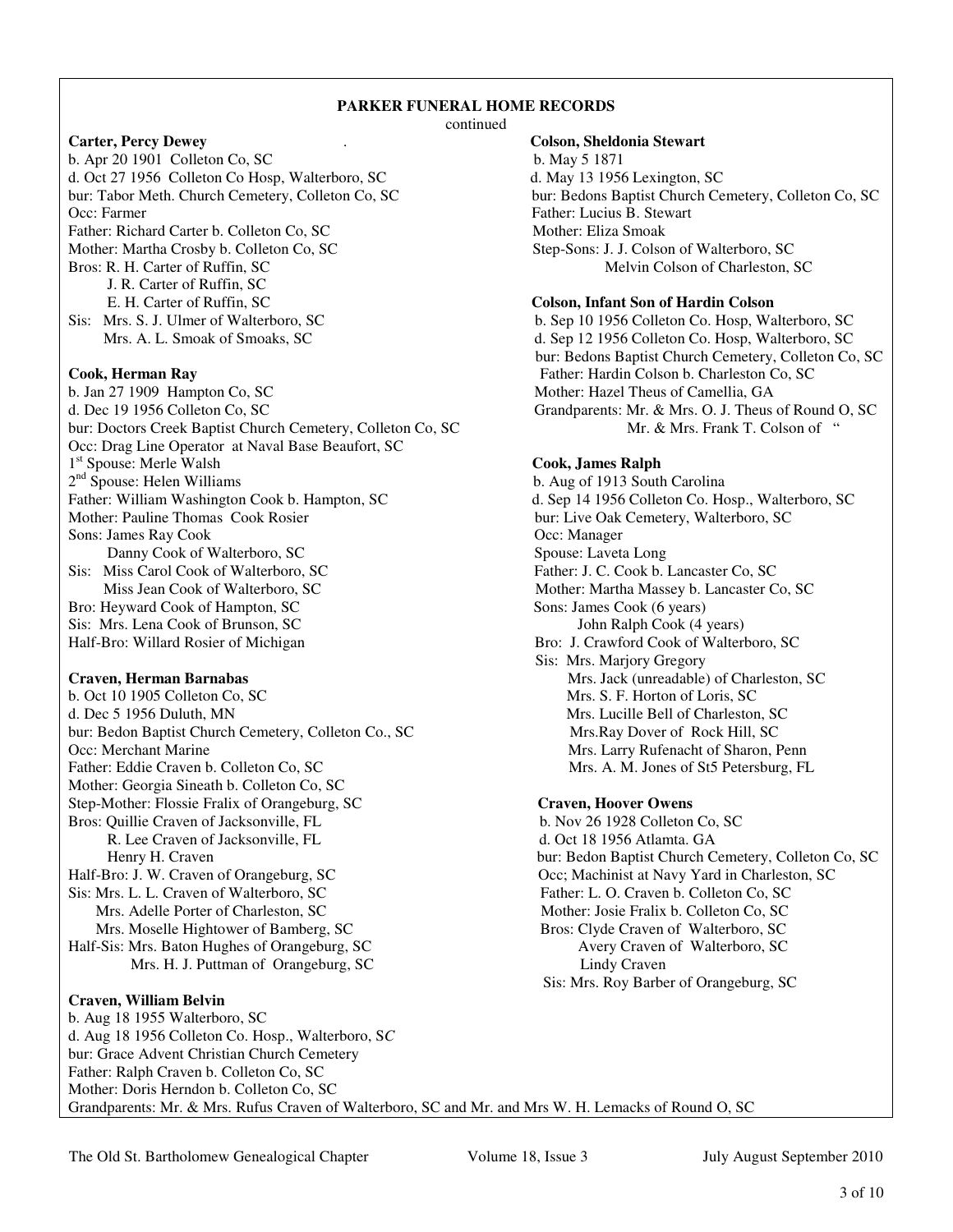## PARKER FUNERAL HOME RECORDS

continued

**Carter, Percy Dewey**

b. Apr 20 1901 Colleton Co, SC
d. Oct 27 1956 Colleton Co Hosp, Walterboro, SC
bur: Tabor Meth. Church Cemetery, Colleton Co, SC
Occ: Farmer
Father: Richard Carter b. Colleton Co, SC
Mother: Martha Crosby b. Colleton Co, SC
Bros: R. H. Carter of Ruffin, SC
J. R. Carter of Ruffin, SC
E. H. Carter of Ruffin, SC
Sis: Mrs. S. J. Ulmer of Walterboro, SC
Mrs. A. L. Smoak of Smoaks, SC

**Cook, Herman Ray**

b. Jan 27 1909 Hampton Co, SC
d. Dec 19 1956 Colleton Co, SC
bur: Doctors Creek Baptist Church Cemetery, Colleton Co, SC
Occ: Drag Line Operator at Naval Base Beaufort, SC
1st Spouse: Merle Walsh
2nd Spouse: Helen Williams
Father: William Washington Cook b. Hampton, SC
Mother: Pauline Thomas Cook Rosier
Sons: James Ray Cook
Danny Cook of Walterboro, SC
Sis: Miss Carol Cook of Walterboro, SC
Miss Jean Cook of Walterboro, SC
Bro: Heyward Cook of Hampton, SC
Sis: Mrs. Lena Cook of Brunson, SC
Half-Bro: Willard Rosier of Michigan

**Craven, Herman Barnabas**

b. Oct 10 1905 Colleton Co, SC
d. Dec 5 1956 Duluth, MN
bur: Bedon Baptist Church Cemetery, Colleton Co., SC
Occ: Merchant Marine
Father: Eddie Craven b. Colleton Co, SC
Mother: Georgia Sineath b. Colleton Co, SC
Step-Mother: Flossie Fralix of Orangeburg, SC
Bros: Quillie Craven of Jacksonville, FL
R. Lee Craven of Jacksonville, FL
Henry H. Craven
Half-Bro: J. W. Craven of Orangeburg, SC
Sis: Mrs. L. L. Craven of Walterboro, SC
Mrs. Adelle Porter of Charleston, SC
Mrs. Moselle Hightower of Bamberg, SC
Half-Sis: Mrs. Baton Hughes of Orangeburg, SC
Mrs. H. J. Puttman of Orangeburg, SC

**Craven, William Belvin**

b. Aug 18 1955 Walterboro, SC
d. Aug 18 1956 Colleton Co. Hosp., Walterboro, SC
bur: Grace Advent Christian Church Cemetery
Father: Ralph Craven b. Colleton Co, SC
Mother: Doris Herndon b. Colleton Co, SC
Grandparents: Mr. & Mrs. Rufus Craven of Walterboro, SC and Mr. and Mrs W. H. Lemacks of Round O, SC

**Colson, Sheldonia Stewart**

b. May 5 1871
d. May 13 1956 Lexington, SC
bur: Bedons Baptist Church Cemetery, Colleton Co, SC
Father: Lucius B. Stewart
Mother: Eliza Smoak
Step-Sons: J. J. Colson of Walterboro, SC
Melvin Colson of Charleston, SC

**Colson, Infant Son of Hardin Colson**

b. Sep 10 1956 Colleton Co. Hosp, Walterboro, SC
d. Sep 12 1956 Colleton Co. Hosp, Walterboro, SC
bur: Bedons Baptist Church Cemetery, Colleton Co, SC
Father: Hardin Colson b. Charleston Co, SC
Mother: Hazel Theus of Camellia, GA
Grandparents: Mr. & Mrs. O. J. Theus of Round O, SC
Mr. & Mrs. Frank T. Colson of "

**Cook, James Ralph**

b. Aug of 1913 South Carolina
d. Sep 14 1956 Colleton Co. Hosp., Walterboro, SC
bur: Live Oak Cemetery, Walterboro, SC
Occ: Manager
Spouse: Laveta Long
Father: J. C. Cook b. Lancaster Co, SC
Mother: Martha Massey b. Lancaster Co, SC
Sons: James Cook (6 years)
John Ralph Cook (4 years)
Bro: J. Crawford Cook of Walterboro, SC
Sis: Mrs. Marjory Gregory
Mrs. Jack (unreadable) of Charleston, SC
Mrs. S. F. Horton of Loris, SC
Mrs. Lucille Bell of Charleston, SC
Mrs.Ray Dover of Rock Hill, SC
Mrs. Larry Rufenacht of Sharon, Penn
Mrs. A. M. Jones of St5 Petersburg, FL

**Craven, Hoover Owens**

b. Nov 26 1928 Colleton Co, SC
d. Oct 18 1956 Atlamta. GA
bur: Bedon Baptist Church Cemetery, Colleton Co, SC
Occ; Machinist at Navy Yard in Charleston, SC
Father: L. O. Craven b. Colleton Co, SC
Mother: Josie Fralix b. Colleton Co, SC
Bros: Clyde Craven of Walterboro, SC
Avery Craven of Walterboro, SC
Lindy Craven
Sis: Mrs. Roy Barber of Orangeburg, SC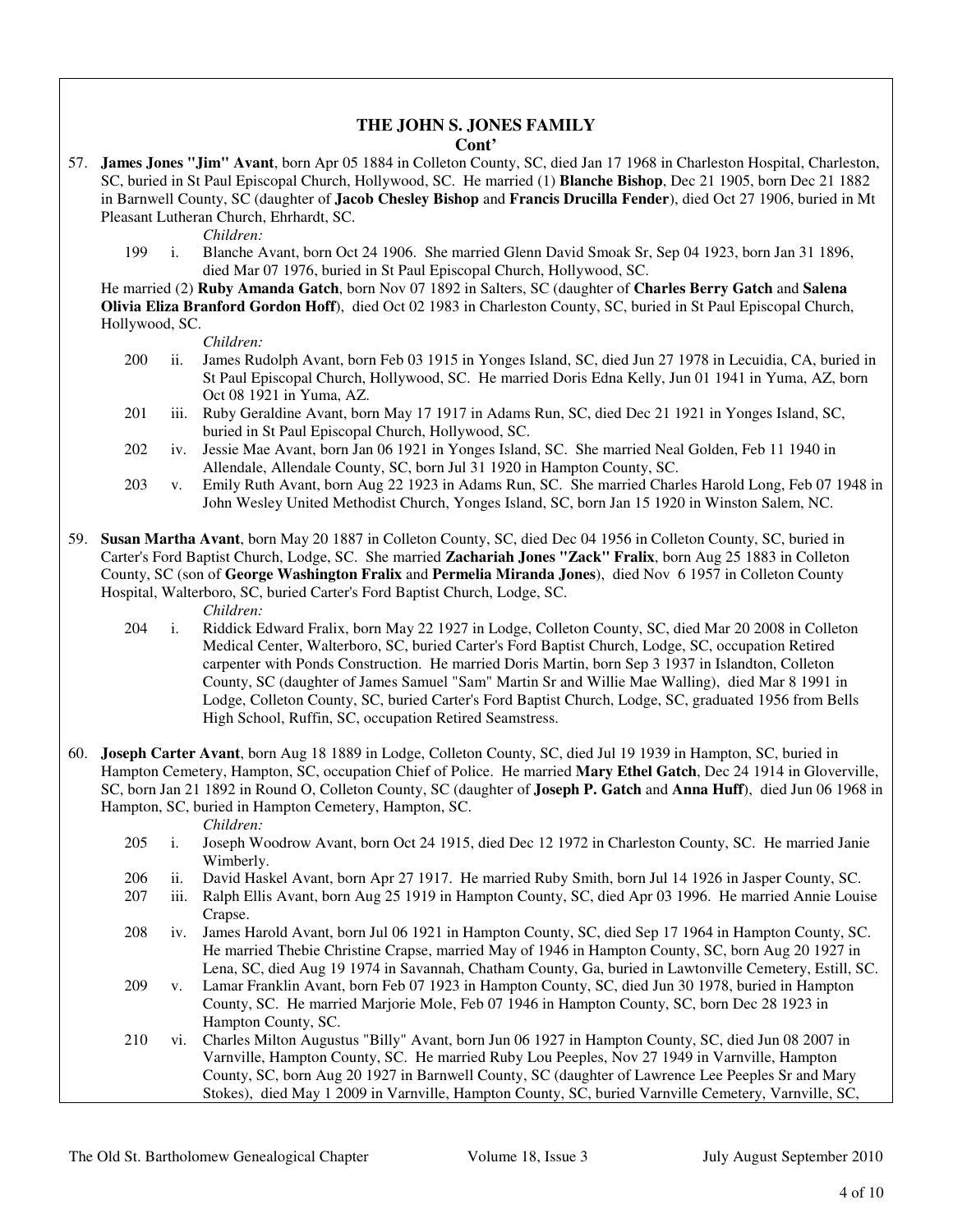## THE JOHN S. JONES FAMILY

**Cont'**

57. **James Jones "Jim" Avant**, born Apr 05 1884 in Colleton County, SC, died Jan 17 1968 in Charleston Hospital, Charleston, SC, buried in St Paul Episcopal Church, Hollywood, SC. He married (1) **Blanche Bishop**, Dec 21 1905, born Dec 21 1882 in Barnwell County, SC (daughter of **Jacob Chesley Bishop** and **Francis Drucilla Fender**), died Oct 27 1906, buried in Mt Pleasant Lutheran Church, Ehrhardt, SC.

    *Children:*

    199 i. Blanche Avant, born Oct 24 1906. She married Glenn David Smoak Sr, Sep 04 1923, born Jan 31 1896, died Mar 07 1976, buried in St Paul Episcopal Church, Hollywood, SC.

    He married (2) **Ruby Amanda Gatch**, born Nov 07 1892 in Salters, SC (daughter of **Charles Berry Gatch** and **Salena Olivia Eliza Branford Gordon Hoff**), died Oct 02 1983 in Charleston County, SC, buried in St Paul Episcopal Church, Hollywood, SC.

    *Children:*

    200 ii. James Rudolph Avant, born Feb 03 1915 in Yonges Island, SC, died Jun 27 1978 in Lecuidia, CA, buried in St Paul Episcopal Church, Hollywood, SC. He married Doris Edna Kelly, Jun 01 1941 in Yuma, AZ, born Oct 08 1921 in Yuma, AZ.

    201 iii. Ruby Geraldine Avant, born May 17 1917 in Adams Run, SC, died Dec 21 1921 in Yonges Island, SC, buried in St Paul Episcopal Church, Hollywood, SC.

    202 iv. Jessie Mae Avant, born Jan 06 1921 in Yonges Island, SC. She married Neal Golden, Feb 11 1940 in Allendale, Allendale County, SC, born Jul 31 1920 in Hampton County, SC.

    203 v. Emily Ruth Avant, born Aug 22 1923 in Adams Run, SC. She married Charles Harold Long, Feb 07 1948 in John Wesley United Methodist Church, Yonges Island, SC, born Jan 15 1920 in Winston Salem, NC.

59. **Susan Martha Avant**, born May 20 1887 in Colleton County, SC, died Dec 04 1956 in Colleton County, SC, buried in Carter's Ford Baptist Church, Lodge, SC. She married **Zachariah Jones "Zack" Fralix**, born Aug 25 1883 in Colleton County, SC (son of **George Washington Fralix** and **Permelia Miranda Jones**), died Nov 6 1957 in Colleton County Hospital, Walterboro, SC, buried Carter's Ford Baptist Church, Lodge, SC.

    *Children:*

    204 i. Riddick Edward Fralix, born May 22 1927 in Lodge, Colleton County, SC, died Mar 20 2008 in Colleton Medical Center, Walterboro, SC, buried Carter's Ford Baptist Church, Lodge, SC, occupation Retired carpenter with Ponds Construction. He married Doris Martin, born Sep 3 1937 in Islandton, Colleton County, SC (daughter of James Samuel "Sam" Martin Sr and Willie Mae Walling), died Mar 8 1991 in Lodge, Colleton County, SC, buried Carter's Ford Baptist Church, Lodge, SC, graduated 1956 from Bells High School, Ruffin, SC, occupation Retired Seamstress.

60. **Joseph Carter Avant**, born Aug 18 1889 in Lodge, Colleton County, SC, died Jul 19 1939 in Hampton, SC, buried in Hampton Cemetery, Hampton, SC, occupation Chief of Police. He married **Mary Ethel Gatch**, Dec 24 1914 in Gloverville, SC, born Jan 21 1892 in Round O, Colleton County, SC (daughter of **Joseph P. Gatch** and **Anna Huff**), died Jun 06 1968 in Hampton, SC, buried in Hampton Cemetery, Hampton, SC.

    *Children:*

    205 i. Joseph Woodrow Avant, born Oct 24 1915, died Dec 12 1972 in Charleston County, SC. He married Janie Wimberly.

    206 ii. David Haskel Avant, born Apr 27 1917. He married Ruby Smith, born Jul 14 1926 in Jasper County, SC.

    207 iii. Ralph Ellis Avant, born Aug 25 1919 in Hampton County, SC, died Apr 03 1996. He married Annie Louise Crapse.

    208 iv. James Harold Avant, born Jul 06 1921 in Hampton County, SC, died Sep 17 1964 in Hampton County, SC. He married Thebie Christine Crapse, married May of 1946 in Hampton County, SC, born Aug 20 1927 in Lena, SC, died Aug 19 1974 in Savannah, Chatham County, Ga, buried in Lawtonville Cemetery, Estill, SC.

    209 v. Lamar Franklin Avant, born Feb 07 1923 in Hampton County, SC, died Jun 30 1978, buried in Hampton County, SC. He married Marjorie Mole, Feb 07 1946 in Hampton County, SC, born Dec 28 1923 in Hampton County, SC.

    210 vi. Charles Milton Augustus "Billy" Avant, born Jun 06 1927 in Hampton County, SC, died Jun 08 2007 in Varnville, Hampton County, SC. He married Ruby Lou Peeples, Nov 27 1949 in Varnville, Hampton County, SC, born Aug 20 1927 in Barnwell County, SC (daughter of Lawrence Lee Peeples Sr and Mary Stokes), died May 1 2009 in Varnville, Hampton County, SC, buried Varnville Cemetery, Varnville, SC,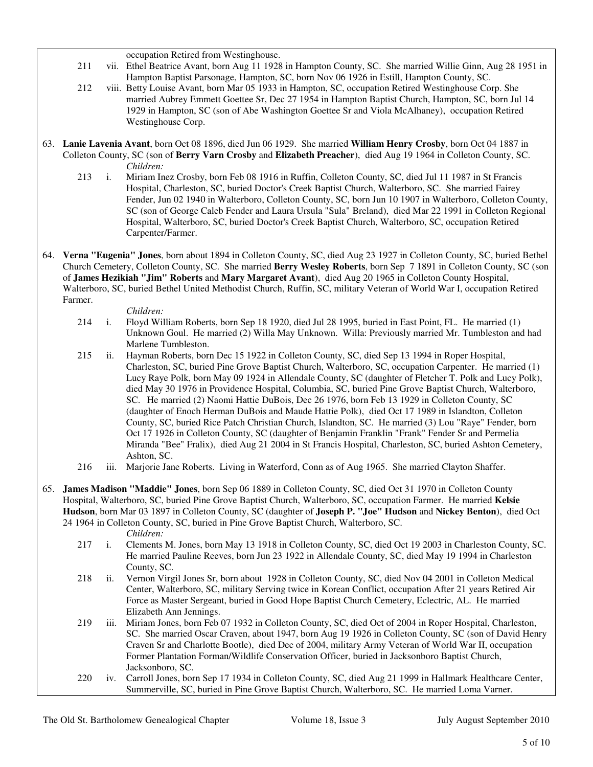occupation Retired from Westinghouse.

211 vii. Ethel Beatrice Avant, born Aug 11 1928 in Hampton County, SC. She married Willie Ginn, Aug 28 1951 in Hampton Baptist Parsonage, Hampton, SC, born Nov 06 1926 in Estill, Hampton County, SC.

212 viii. Betty Louise Avant, born Mar 05 1933 in Hampton, SC, occupation Retired Westinghouse Corp. She married Aubrey Emmett Goettee Sr, Dec 27 1954 in Hampton Baptist Church, Hampton, SC, born Jul 14 1929 in Hampton, SC (son of Abe Washington Goettee Sr and Viola McAlhaney), occupation Retired Westinghouse Corp.

63. **Lanie Lavenia Avant**, born Oct 08 1896, died Jun 06 1929. She married **William Henry Crosby**, born Oct 04 1887 in Colleton County, SC (son of **Berry Varn Crosby** and **Elizabeth Preacher**), died Aug 19 1964 in Colleton County, SC.

*Children:*

213 i. Miriam Inez Crosby, born Feb 08 1916 in Ruffin, Colleton County, SC, died Jul 11 1987 in St Francis Hospital, Charleston, SC, buried Doctor's Creek Baptist Church, Walterboro, SC. She married Fairey Fender, Jun 02 1940 in Walterboro, Colleton County, SC, born Jun 10 1907 in Walterboro, Colleton County, SC (son of George Caleb Fender and Laura Ursula "Sula" Breland), died Mar 22 1991 in Colleton Regional Hospital, Walterboro, SC, buried Doctor's Creek Baptist Church, Walterboro, SC, occupation Retired Carpenter/Farmer.

64. **Verna "Eugenia" Jones**, born about 1894 in Colleton County, SC, died Aug 23 1927 in Colleton County, SC, buried Bethel Church Cemetery, Colleton County, SC. She married **Berry Wesley Roberts**, born Sep 7 1891 in Colleton County, SC (son of **James Hezikiah "Jim" Roberts** and **Mary Margaret Avant**), died Aug 20 1965 in Colleton County Hospital, Walterboro, SC, buried Bethel United Methodist Church, Ruffin, SC, military Veteran of World War I, occupation Retired Farmer.

*Children:*

214 i. Floyd William Roberts, born Sep 18 1920, died Jul 28 1995, buried in East Point, FL. He married (1) Unknown Goul. He married (2) Willa May Unknown. Willa: Previously married Mr. Tumbleston and had Marlene Tumbleston.

215 ii. Hayman Roberts, born Dec 15 1922 in Colleton County, SC, died Sep 13 1994 in Roper Hospital, Charleston, SC, buried Pine Grove Baptist Church, Walterboro, SC, occupation Carpenter. He married (1) Lucy Raye Polk, born May 09 1924 in Allendale County, SC (daughter of Fletcher T. Polk and Lucy Polk), died May 30 1976 in Providence Hospital, Columbia, SC, buried Pine Grove Baptist Church, Walterboro, SC. He married (2) Naomi Hattie DuBois, Dec 26 1976, born Feb 13 1929 in Colleton County, SC (daughter of Enoch Herman DuBois and Maude Hattie Polk), died Oct 17 1989 in Islandton, Colleton County, SC, buried Rice Patch Christian Church, Islandton, SC. He married (3) Lou "Raye" Fender, born Oct 17 1926 in Colleton County, SC (daughter of Benjamin Franklin "Frank" Fender Sr and Permelia Miranda "Bee" Fralix), died Aug 21 2004 in St Francis Hospital, Charleston, SC, buried Ashton Cemetery, Ashton, SC.

216 iii. Marjorie Jane Roberts. Living in Waterford, Conn as of Aug 1965. She married Clayton Shaffer.

65. **James Madison "Maddie" Jones**, born Sep 06 1889 in Colleton County, SC, died Oct 31 1970 in Colleton County Hospital, Walterboro, SC, buried Pine Grove Baptist Church, Walterboro, SC, occupation Farmer. He married **Kelsie Hudson**, born Mar 03 1897 in Colleton County, SC (daughter of **Joseph P. "Joe" Hudson** and **Nickey Benton**), died Oct 24 1964 in Colleton County, SC, buried in Pine Grove Baptist Church, Walterboro, SC.

*Children:*

217 i. Clements M. Jones, born May 13 1918 in Colleton County, SC, died Oct 19 2003 in Charleston County, SC. He married Pauline Reeves, born Jun 23 1922 in Allendale County, SC, died May 19 1994 in Charleston County, SC.

218 ii. Vernon Virgil Jones Sr, born about 1928 in Colleton County, SC, died Nov 04 2001 in Colleton Medical Center, Walterboro, SC, military Serving twice in Korean Conflict, occupation After 21 years Retired Air Force as Master Sergeant, buried in Good Hope Baptist Church Cemetery, Eclectric, AL. He married Elizabeth Ann Jennings.

219 iii. Miriam Jones, born Feb 07 1932 in Colleton County, SC, died Oct of 2004 in Roper Hospital, Charleston, SC. She married Oscar Craven, about 1947, born Aug 19 1926 in Colleton County, SC (son of David Henry Craven Sr and Charlotte Bootle), died Dec of 2004, military Army Veteran of World War II, occupation Former Plantation Forman/Wildlife Conservation Officer, buried in Jacksonboro Baptist Church, Jacksonboro, SC.

220 iv. Carroll Jones, born Sep 17 1934 in Colleton County, SC, died Aug 21 1999 in Hallmark Healthcare Center, Summerville, SC, buried in Pine Grove Baptist Church, Walterboro, SC. He married Loma Varner.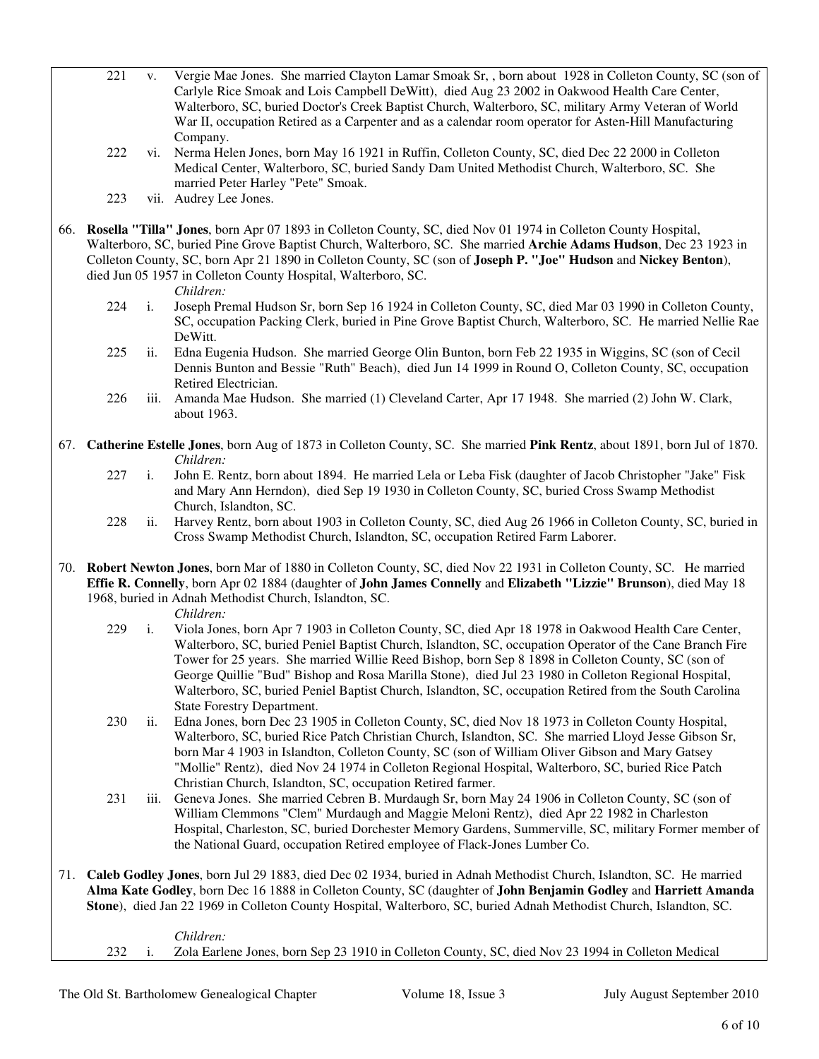221 v. Vergie Mae Jones. She married Clayton Lamar Smoak Sr, , born about 1928 in Colleton County, SC (son of Carlyle Rice Smoak and Lois Campbell DeWitt), died Aug 23 2002 in Oakwood Health Care Center, Walterboro, SC, buried Doctor's Creek Baptist Church, Walterboro, SC, military Army Veteran of World War II, occupation Retired as a Carpenter and as a calendar room operator for Asten-Hill Manufacturing Company.

222 vi. Nerma Helen Jones, born May 16 1921 in Ruffin, Colleton County, SC, died Dec 22 2000 in Colleton Medical Center, Walterboro, SC, buried Sandy Dam United Methodist Church, Walterboro, SC. She married Peter Harley "Pete" Smoak.

223 vii. Audrey Lee Jones.

66. **Rosella "Tilla" Jones**, born Apr 07 1893 in Colleton County, SC, died Nov 01 1974 in Colleton County Hospital, Walterboro, SC, buried Pine Grove Baptist Church, Walterboro, SC. She married **Archie Adams Hudson**, Dec 23 1923 in Colleton County, SC, born Apr 21 1890 in Colleton County, SC (son of **Joseph P. "Joe" Hudson** and **Nickey Benton**), died Jun 05 1957 in Colleton County Hospital, Walterboro, SC.

*Children:*

224 i. Joseph Premal Hudson Sr, born Sep 16 1924 in Colleton County, SC, died Mar 03 1990 in Colleton County, SC, occupation Packing Clerk, buried in Pine Grove Baptist Church, Walterboro, SC. He married Nellie Rae DeWitt.

225 ii. Edna Eugenia Hudson. She married George Olin Bunton, born Feb 22 1935 in Wiggins, SC (son of Cecil Dennis Bunton and Bessie "Ruth" Beach), died Jun 14 1999 in Round O, Colleton County, SC, occupation Retired Electrician.

226 iii. Amanda Mae Hudson. She married (1) Cleveland Carter, Apr 17 1948. She married (2) John W. Clark, about 1963.

67. **Catherine Estelle Jones**, born Aug of 1873 in Colleton County, SC. She married **Pink Rentz**, about 1891, born Jul of 1870.

*Children:*

227 i. John E. Rentz, born about 1894. He married Lela or Leba Fisk (daughter of Jacob Christopher "Jake" Fisk and Mary Ann Herndon), died Sep 19 1930 in Colleton County, SC, buried Cross Swamp Methodist Church, Islandton, SC.

228 ii. Harvey Rentz, born about 1903 in Colleton County, SC, died Aug 26 1966 in Colleton County, SC, buried in Cross Swamp Methodist Church, Islandton, SC, occupation Retired Farm Laborer.

70. **Robert Newton Jones**, born Mar of 1880 in Colleton County, SC, died Nov 22 1931 in Colleton County, SC. He married **Effie R. Connelly**, born Apr 02 1884 (daughter of **John James Connelly** and **Elizabeth "Lizzie" Brunson**), died May 18 1968, buried in Adnah Methodist Church, Islandton, SC.

*Children:*

229 i. Viola Jones, born Apr 7 1903 in Colleton County, SC, died Apr 18 1978 in Oakwood Health Care Center, Walterboro, SC, buried Peniel Baptist Church, Islandton, SC, occupation Operator of the Cane Branch Fire Tower for 25 years. She married Willie Reed Bishop, born Sep 8 1898 in Colleton County, SC (son of George Quillie "Bud" Bishop and Rosa Marilla Stone), died Jul 23 1980 in Colleton Regional Hospital, Walterboro, SC, buried Peniel Baptist Church, Islandton, SC, occupation Retired from the South Carolina State Forestry Department.

230 ii. Edna Jones, born Dec 23 1905 in Colleton County, SC, died Nov 18 1973 in Colleton County Hospital, Walterboro, SC, buried Rice Patch Christian Church, Islandton, SC. She married Lloyd Jesse Gibson Sr, born Mar 4 1903 in Islandton, Colleton County, SC (son of William Oliver Gibson and Mary Gatsey "Mollie" Rentz), died Nov 24 1974 in Colleton Regional Hospital, Walterboro, SC, buried Rice Patch Christian Church, Islandton, SC, occupation Retired farmer.

231 iii. Geneva Jones. She married Cebren B. Murdaugh Sr, born May 24 1906 in Colleton County, SC (son of William Clemmons "Clem" Murdaugh and Maggie Meloni Rentz), died Apr 22 1982 in Charleston Hospital, Charleston, SC, buried Dorchester Memory Gardens, Summerville, SC, military Former member of the National Guard, occupation Retired employee of Flack-Jones Lumber Co.

71. **Caleb Godley Jones**, born Jul 29 1883, died Dec 02 1934, buried in Adnah Methodist Church, Islandton, SC. He married **Alma Kate Godley**, born Dec 16 1888 in Colleton County, SC (daughter of **John Benjamin Godley** and **Harriett Amanda Stone**), died Jan 22 1969 in Colleton County Hospital, Walterboro, SC, buried Adnah Methodist Church, Islandton, SC.

*Children:*

232 i. Zola Earlene Jones, born Sep 23 1910 in Colleton County, SC, died Nov 23 1994 in Colleton Medical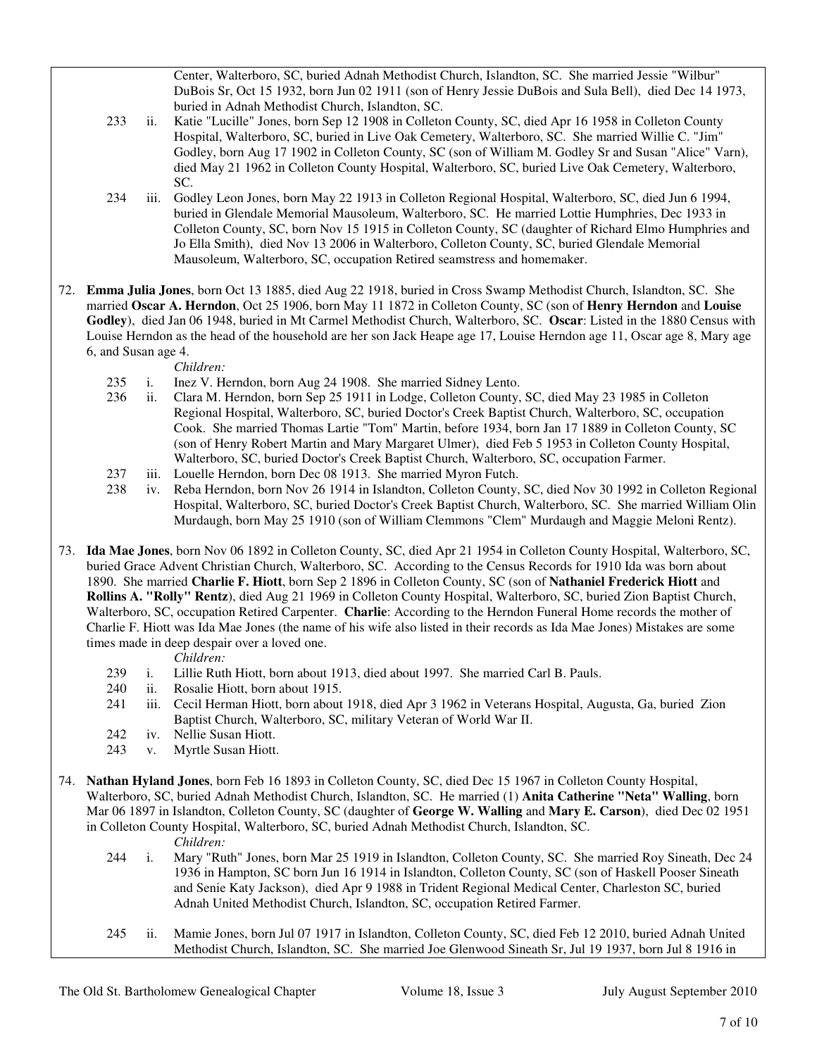Center, Walterboro, SC, buried Adnah Methodist Church, Islandton, SC. She married Jessie "Wilbur" DuBois Sr, Oct 15 1932, born Jun 02 1911 (son of Henry Jessie DuBois and Sula Bell), died Dec 14 1973, buried in Adnah Methodist Church, Islandton, SC.

233 ii. Katie "Lucille" Jones, born Sep 12 1908 in Colleton County, SC, died Apr 16 1958 in Colleton County Hospital, Walterboro, SC, buried in Live Oak Cemetery, Walterboro, SC. She married Willie C. "Jim" Godley, born Aug 17 1902 in Colleton County, SC (son of William M. Godley Sr and Susan "Alice" Varn), died May 21 1962 in Colleton County Hospital, Walterboro, SC, buried Live Oak Cemetery, Walterboro, SC.

234 iii. Godley Leon Jones, born May 22 1913 in Colleton Regional Hospital, Walterboro, SC, died Jun 6 1994, buried in Glendale Memorial Mausoleum, Walterboro, SC. He married Lottie Humphries, Dec 1933 in Colleton County, SC, born Nov 15 1915 in Colleton County, SC (daughter of Richard Elmo Humphries and Jo Ella Smith), died Nov 13 2006 in Walterboro, Colleton County, SC, buried Glendale Memorial Mausoleum, Walterboro, SC, occupation Retired seamstress and homemaker.

72. **Emma Julia Jones**, born Oct 13 1885, died Aug 22 1918, buried in Cross Swamp Methodist Church, Islandton, SC. She married **Oscar A. Herndon**, Oct 25 1906, born May 11 1872 in Colleton County, SC (son of **Henry Herndon** and **Louise Godley**), died Jan 06 1948, buried in Mt Carmel Methodist Church, Walterboro, SC. **Oscar**: Listed in the 1880 Census with Louise Herndon as the head of the household are her son Jack Heape age 17, Louise Herndon age 11, Oscar age 8, Mary age 6, and Susan age 4.

*Children:*

235 i. Inez V. Herndon, born Aug 24 1908. She married Sidney Lento.

236 ii. Clara M. Herndon, born Sep 25 1911 in Lodge, Colleton County, SC, died May 23 1985 in Colleton Regional Hospital, Walterboro, SC, buried Doctor's Creek Baptist Church, Walterboro, SC, occupation Cook. She married Thomas Lartie "Tom" Martin, before 1934, born Jan 17 1889 in Colleton County, SC (son of Henry Robert Martin and Mary Margaret Ulmer), died Feb 5 1953 in Colleton County Hospital, Walterboro, SC, buried Doctor's Creek Baptist Church, Walterboro, SC, occupation Farmer.

237 iii. Louelle Herndon, born Dec 08 1913. She married Myron Futch.

238 iv. Reba Herndon, born Nov 26 1914 in Islandton, Colleton County, SC, died Nov 30 1992 in Colleton Regional Hospital, Walterboro, SC, buried Doctor's Creek Baptist Church, Walterboro, SC. She married William Olin Murdaugh, born May 25 1910 (son of William Clemmons "Clem" Murdaugh and Maggie Meloni Rentz).

73. **Ida Mae Jones**, born Nov 06 1892 in Colleton County, SC, died Apr 21 1954 in Colleton County Hospital, Walterboro, SC, buried Grace Advent Christian Church, Walterboro, SC. According to the Census Records for 1910 Ida was born about 1890. She married **Charlie F. Hiott**, born Sep 2 1896 in Colleton County, SC (son of **Nathaniel Frederick Hiott** and **Rollins A. "Rolly" Rentz**), died Aug 21 1969 in Colleton County Hospital, Walterboro, SC, buried Zion Baptist Church, Walterboro, SC, occupation Retired Carpenter. **Charlie**: According to the Herndon Funeral Home records the mother of Charlie F. Hiott was Ida Mae Jones (the name of his wife also listed in their records as Ida Mae Jones) Mistakes are some times made in deep despair over a loved one.

*Children:*

239 i. Lillie Ruth Hiott, born about 1913, died about 1997. She married Carl B. Pauls.

240 ii. Rosalie Hiott, born about 1915.

241 iii. Cecil Herman Hiott, born about 1918, died Apr 3 1962 in Veterans Hospital, Augusta, Ga, buried Zion Baptist Church, Walterboro, SC, military Veteran of World War II.

242 iv. Nellie Susan Hiott.

243 v. Myrtle Susan Hiott.

74. **Nathan Hyland Jones**, born Feb 16 1893 in Colleton County, SC, died Dec 15 1967 in Colleton County Hospital, Walterboro, SC, buried Adnah Methodist Church, Islandton, SC. He married (1) **Anita Catherine "Neta" Walling**, born Mar 06 1897 in Islandton, Colleton County, SC (daughter of **George W. Walling** and **Mary E. Carson**), died Dec 02 1951 in Colleton County Hospital, Walterboro, SC, buried Adnah Methodist Church, Islandton, SC.

*Children:*

244 i. Mary "Ruth" Jones, born Mar 25 1919 in Islandton, Colleton County, SC. She married Roy Sineath, Dec 24 1936 in Hampton, SC born Jun 16 1914 in Islandton, Colleton County, SC (son of Haskell Pooser Sineath and Senie Katy Jackson), died Apr 9 1988 in Trident Regional Medical Center, Charleston SC, buried Adnah United Methodist Church, Islandton, SC, occupation Retired Farmer.

245 ii. Mamie Jones, born Jul 07 1917 in Islandton, Colleton County, SC, died Feb 12 2010, buried Adnah United Methodist Church, Islandton, SC. She married Joe Glenwood Sineath Sr, Jul 19 1937, born Jul 8 1916 in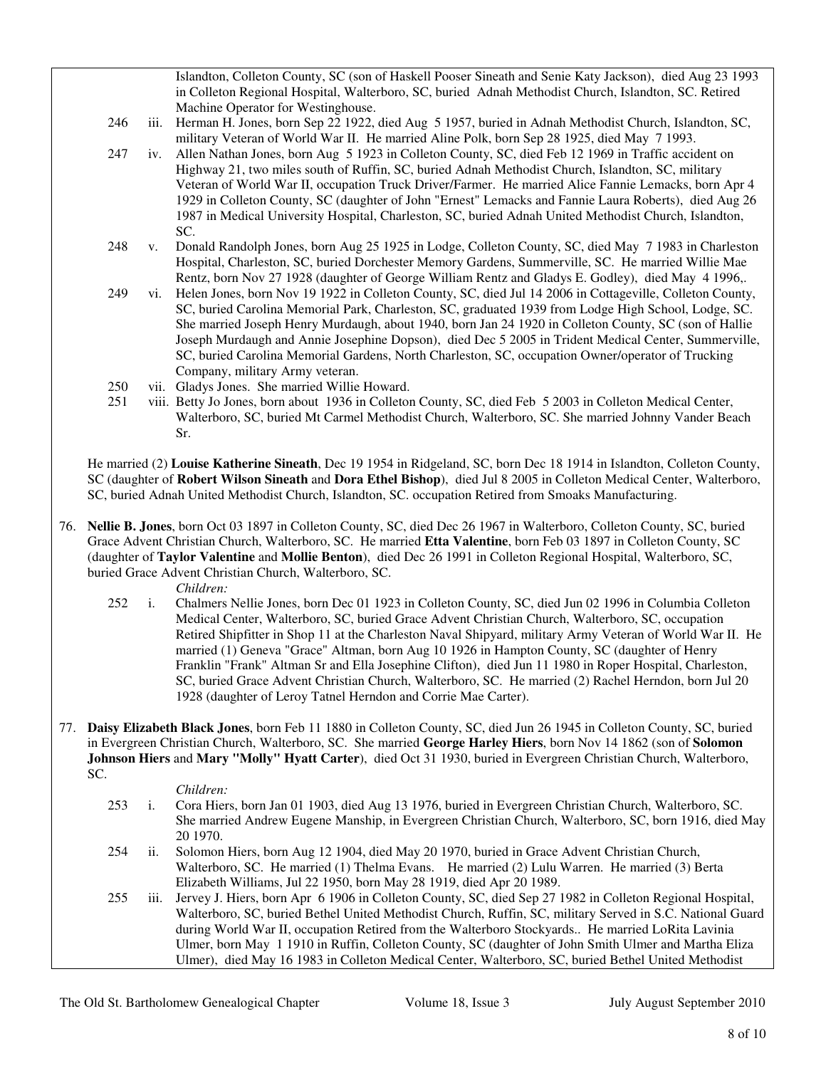Islandton, Colleton County, SC (son of Haskell Pooser Sineath and Senie Katy Jackson), died Aug 23 1993 in Colleton Regional Hospital, Walterboro, SC, buried Adnah Methodist Church, Islandton, SC. Retired Machine Operator for Westinghouse.

246 iii. Herman H. Jones, born Sep 22 1922, died Aug 5 1957, buried in Adnah Methodist Church, Islandton, SC, military Veteran of World War II. He married Aline Polk, born Sep 28 1925, died May 7 1993.

247 iv. Allen Nathan Jones, born Aug 5 1923 in Colleton County, SC, died Feb 12 1969 in Traffic accident on Highway 21, two miles south of Ruffin, SC, buried Adnah Methodist Church, Islandton, SC, military Veteran of World War II, occupation Truck Driver/Farmer. He married Alice Fannie Lemacks, born Apr 4 1929 in Colleton County, SC (daughter of John "Ernest" Lemacks and Fannie Laura Roberts), died Aug 26 1987 in Medical University Hospital, Charleston, SC, buried Adnah United Methodist Church, Islandton, SC.

248 v. Donald Randolph Jones, born Aug 25 1925 in Lodge, Colleton County, SC, died May 7 1983 in Charleston Hospital, Charleston, SC, buried Dorchester Memory Gardens, Summerville, SC. He married Willie Mae Rentz, born Nov 27 1928 (daughter of George William Rentz and Gladys E. Godley), died May 4 1996,.

249 vi. Helen Jones, born Nov 19 1922 in Colleton County, SC, died Jul 14 2006 in Cottageville, Colleton County, SC, buried Carolina Memorial Park, Charleston, SC, graduated 1939 from Lodge High School, Lodge, SC. She married Joseph Henry Murdaugh, about 1940, born Jan 24 1920 in Colleton County, SC (son of Hallie Joseph Murdaugh and Annie Josephine Dopson), died Dec 5 2005 in Trident Medical Center, Summerville, SC, buried Carolina Memorial Gardens, North Charleston, SC, occupation Owner/operator of Trucking Company, military Army veteran.

250 vii. Gladys Jones. She married Willie Howard.

251 viii. Betty Jo Jones, born about 1936 in Colleton County, SC, died Feb 5 2003 in Colleton Medical Center, Walterboro, SC, buried Mt Carmel Methodist Church, Walterboro, SC. She married Johnny Vander Beach Sr.

He married (2) **Louise Katherine Sineath**, Dec 19 1954 in Ridgeland, SC, born Dec 18 1914 in Islandton, Colleton County, SC (daughter of **Robert Wilson Sineath** and **Dora Ethel Bishop**), died Jul 8 2005 in Colleton Medical Center, Walterboro, SC, buried Adnah United Methodist Church, Islandton, SC. occupation Retired from Smoaks Manufacturing.

76. **Nellie B. Jones**, born Oct 03 1897 in Colleton County, SC, died Dec 26 1967 in Walterboro, Colleton County, SC, buried Grace Advent Christian Church, Walterboro, SC. He married **Etta Valentine**, born Feb 03 1897 in Colleton County, SC (daughter of **Taylor Valentine** and **Mollie Benton**), died Dec 26 1991 in Colleton Regional Hospital, Walterboro, SC, buried Grace Advent Christian Church, Walterboro, SC.

*Children:*

252 i. Chalmers Nellie Jones, born Dec 01 1923 in Colleton County, SC, died Jun 02 1996 in Columbia Colleton Medical Center, Walterboro, SC, buried Grace Advent Christian Church, Walterboro, SC, occupation Retired Shipfitter in Shop 11 at the Charleston Naval Shipyard, military Army Veteran of World War II. He married (1) Geneva "Grace" Altman, born Aug 10 1926 in Hampton County, SC (daughter of Henry Franklin "Frank" Altman Sr and Ella Josephine Clifton), died Jun 11 1980 in Roper Hospital, Charleston, SC, buried Grace Advent Christian Church, Walterboro, SC. He married (2) Rachel Herndon, born Jul 20 1928 (daughter of Leroy Tatnel Herndon and Corrie Mae Carter).

77. **Daisy Elizabeth Black Jones**, born Feb 11 1880 in Colleton County, SC, died Jun 26 1945 in Colleton County, SC, buried in Evergreen Christian Church, Walterboro, SC. She married **George Harley Hiers**, born Nov 14 1862 (son of **Solomon Johnson Hiers** and **Mary "Molly" Hyatt Carter**), died Oct 31 1930, buried in Evergreen Christian Church, Walterboro, SC.

*Children:*

253 i. Cora Hiers, born Jan 01 1903, died Aug 13 1976, buried in Evergreen Christian Church, Walterboro, SC. She married Andrew Eugene Manship, in Evergreen Christian Church, Walterboro, SC, born 1916, died May 20 1970.

254 ii. Solomon Hiers, born Aug 12 1904, died May 20 1970, buried in Grace Advent Christian Church, Walterboro, SC. He married (1) Thelma Evans. He married (2) Lulu Warren. He married (3) Berta Elizabeth Williams, Jul 22 1950, born May 28 1919, died Apr 20 1989.

255 iii. Jervey J. Hiers, born Apr 6 1906 in Colleton County, SC, died Sep 27 1982 in Colleton Regional Hospital, Walterboro, SC, buried Bethel United Methodist Church, Ruffin, SC, military Served in S.C. National Guard during World War II, occupation Retired from the Walterboro Stockyards.. He married LoRita Lavinia Ulmer, born May 1 1910 in Ruffin, Colleton County, SC (daughter of John Smith Ulmer and Martha Eliza Ulmer), died May 16 1983 in Colleton Medical Center, Walterboro, SC, buried Bethel United Methodist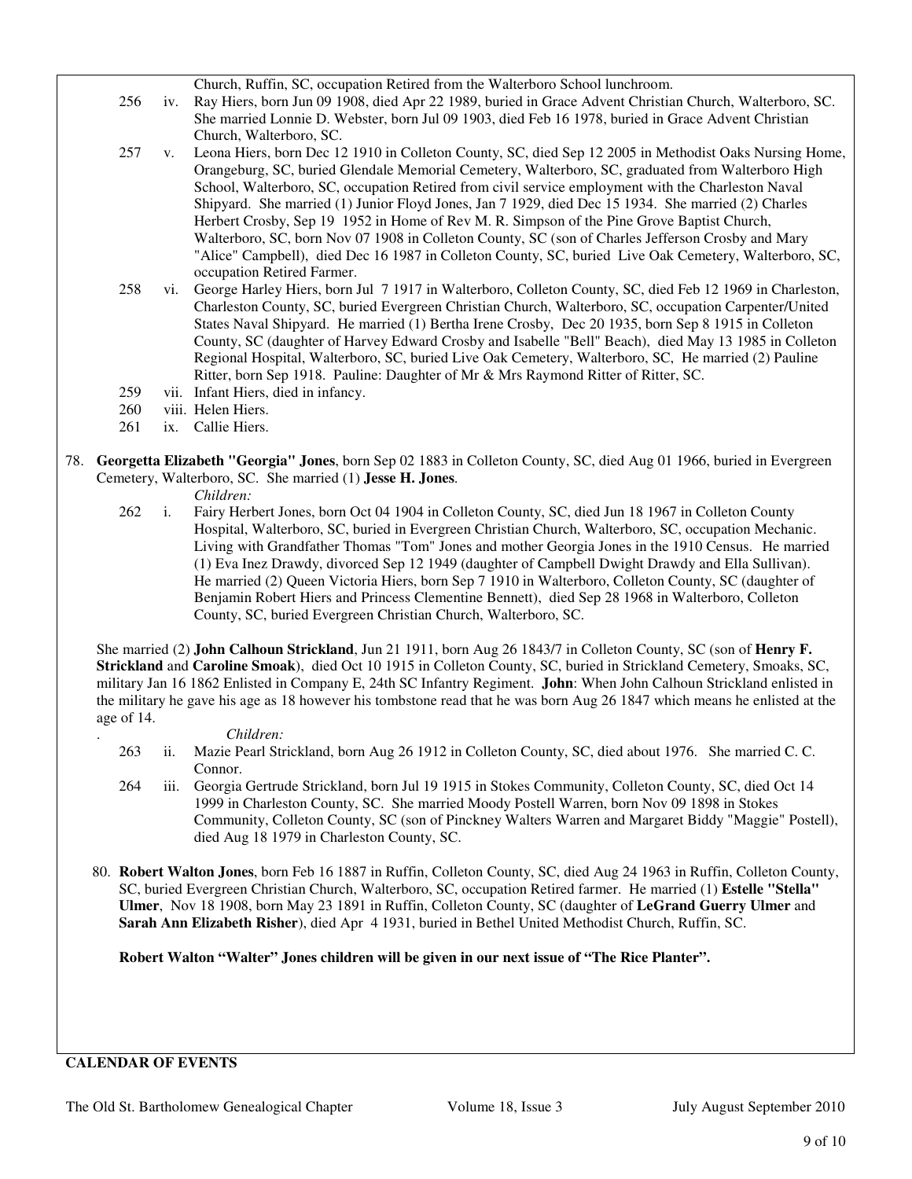Church, Ruffin, SC, occupation Retired from the Walterboro School lunchroom.

256 iv. Ray Hiers, born Jun 09 1908, died Apr 22 1989, buried in Grace Advent Christian Church, Walterboro, SC. She married Lonnie D. Webster, born Jul 09 1903, died Feb 16 1978, buried in Grace Advent Christian Church, Walterboro, SC.

257 v. Leona Hiers, born Dec 12 1910 in Colleton County, SC, died Sep 12 2005 in Methodist Oaks Nursing Home, Orangeburg, SC, buried Glendale Memorial Cemetery, Walterboro, SC, graduated from Walterboro High School, Walterboro, SC, occupation Retired from civil service employment with the Charleston Naval Shipyard. She married (1) Junior Floyd Jones, Jan 7 1929, died Dec 15 1934. She married (2) Charles Herbert Crosby, Sep 19 1952 in Home of Rev M. R. Simpson of the Pine Grove Baptist Church, Walterboro, SC, born Nov 07 1908 in Colleton County, SC (son of Charles Jefferson Crosby and Mary "Alice" Campbell), died Dec 16 1987 in Colleton County, SC, buried Live Oak Cemetery, Walterboro, SC, occupation Retired Farmer.

258 vi. George Harley Hiers, born Jul 7 1917 in Walterboro, Colleton County, SC, died Feb 12 1969 in Charleston, Charleston County, SC, buried Evergreen Christian Church, Walterboro, SC, occupation Carpenter/United States Naval Shipyard. He married (1) Bertha Irene Crosby, Dec 20 1935, born Sep 8 1915 in Colleton County, SC (daughter of Harvey Edward Crosby and Isabelle "Bell" Beach), died May 13 1985 in Colleton Regional Hospital, Walterboro, SC, buried Live Oak Cemetery, Walterboro, SC, He married (2) Pauline Ritter, born Sep 1918. Pauline: Daughter of Mr & Mrs Raymond Ritter of Ritter, SC.

259 vii. Infant Hiers, died in infancy.

260 viii. Helen Hiers.

261 ix. Callie Hiers.

78. **Georgetta Elizabeth "Georgia" Jones**, born Sep 02 1883 in Colleton County, SC, died Aug 01 1966, buried in Evergreen Cemetery, Walterboro, SC. She married (1) **Jesse H. Jones**.

*Children:*

262 i. Fairy Herbert Jones, born Oct 04 1904 in Colleton County, SC, died Jun 18 1967 in Colleton County Hospital, Walterboro, SC, buried in Evergreen Christian Church, Walterboro, SC, occupation Mechanic. Living with Grandfather Thomas "Tom" Jones and mother Georgia Jones in the 1910 Census. He married (1) Eva Inez Drawdy, divorced Sep 12 1949 (daughter of Campbell Dwight Drawdy and Ella Sullivan). He married (2) Queen Victoria Hiers, born Sep 7 1910 in Walterboro, Colleton County, SC (daughter of Benjamin Robert Hiers and Princess Clementine Bennett), died Sep 28 1968 in Walterboro, Colleton County, SC, buried Evergreen Christian Church, Walterboro, SC.

She married (2) **John Calhoun Strickland**, Jun 21 1911, born Aug 26 1843/7 in Colleton County, SC (son of **Henry F. Strickland** and **Caroline Smoak**), died Oct 10 1915 in Colleton County, SC, buried in Strickland Cemetery, Smoaks, SC, military Jan 16 1862 Enlisted in Company E, 24th SC Infantry Regiment. **John**: When John Calhoun Strickland enlisted in the military he gave his age as 18 however his tombstone read that he was born Aug 26 1847 which means he enlisted at the age of 14.

*Children:*

263 ii. Mazie Pearl Strickland, born Aug 26 1912 in Colleton County, SC, died about 1976. She married C. C. Connor.

264 iii. Georgia Gertrude Strickland, born Jul 19 1915 in Stokes Community, Colleton County, SC, died Oct 14 1999 in Charleston County, SC. She married Moody Postell Warren, born Nov 09 1898 in Stokes Community, Colleton County, SC (son of Pinckney Walters Warren and Margaret Biddy "Maggie" Postell), died Aug 18 1979 in Charleston County, SC.

80. **Robert Walton Jones**, born Feb 16 1887 in Ruffin, Colleton County, SC, died Aug 24 1963 in Ruffin, Colleton County, SC, buried Evergreen Christian Church, Walterboro, SC, occupation Retired farmer. He married (1) **Estelle "Stella" Ulmer**, Nov 18 1908, born May 23 1891 in Ruffin, Colleton County, SC (daughter of **LeGrand Guerry Ulmer** and **Sarah Ann Elizabeth Risher**), died Apr 4 1931, buried in Bethel United Methodist Church, Ruffin, SC.

**Robert Walton "Walter" Jones children will be given in our next issue of "The Rice Planter".**

**CALENDAR OF EVENTS**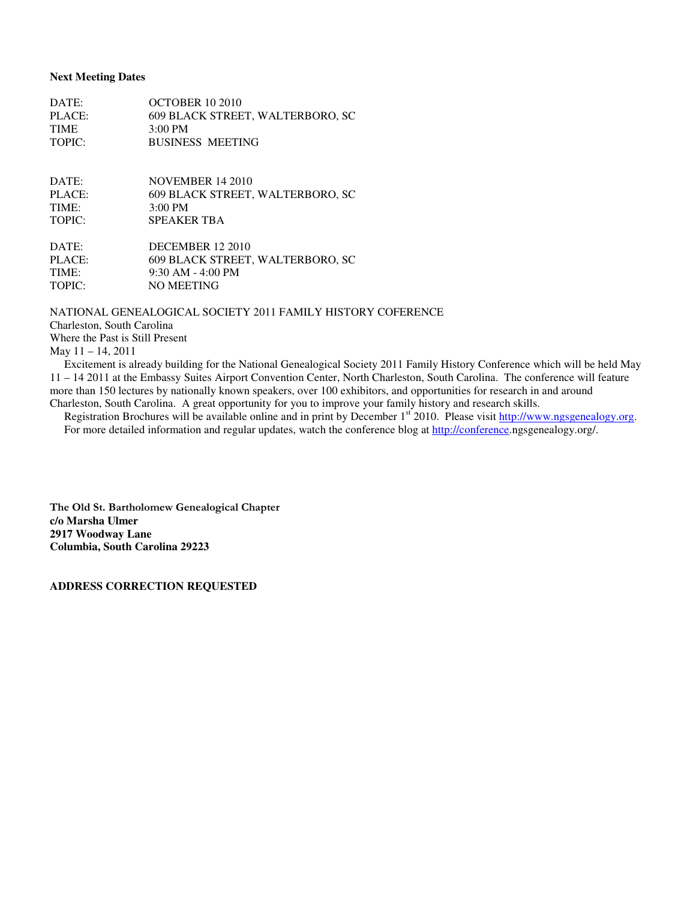**Next Meeting Dates**

| | |
|---|---|
| DATE: | OCTOBER 10 2010 |
| PLACE: | 609 BLACK STREET, WALTERBORO, SC |
| TIME | 3:00 PM |
| TOPIC: | BUSINESS MEETING |

| | |
|---|---|
| DATE: | NOVEMBER 14 2010 |
| PLACE: | 609 BLACK STREET, WALTERBORO, SC |
| TIME: | 3:00 PM |
| TOPIC: | SPEAKER TBA |

| | |
|---|---|
| DATE: | DECEMBER 12 2010 |
| PLACE: | 609 BLACK STREET, WALTERBORO, SC |
| TIME: | 9:30 AM - 4:00 PM |
| TOPIC: | NO MEETING |

NATIONAL GENEALOGICAL SOCIETY 2011 FAMILY HISTORY COFERENCE
Charleston, South Carolina
Where the Past is Still Present
May 11 – 14, 2011

Excitement is already building for the National Genealogical Society 2011 Family History Conference which will be held May 11 – 14 2011 at the Embassy Suites Airport Convention Center, North Charleston, South Carolina. The conference will feature more than 150 lectures by nationally known speakers, over 100 exhibitors, and opportunities for research in and around Charleston, South Carolina. A great opportunity for you to improve your family history and research skills.

Registration Brochures will be available online and in print by December 1st 2010. Please visit http://www.ngsgenealogy.org.
For more detailed information and regular updates, watch the conference blog at http://conference.ngsgenealogy.org/.

**The Old St. Bartholomew Genealogical Chapter**
**c/o Marsha Ulmer**
**2917 Woodway Lane**
**Columbia, South Carolina 29223**

**ADDRESS CORRECTION REQUESTED**